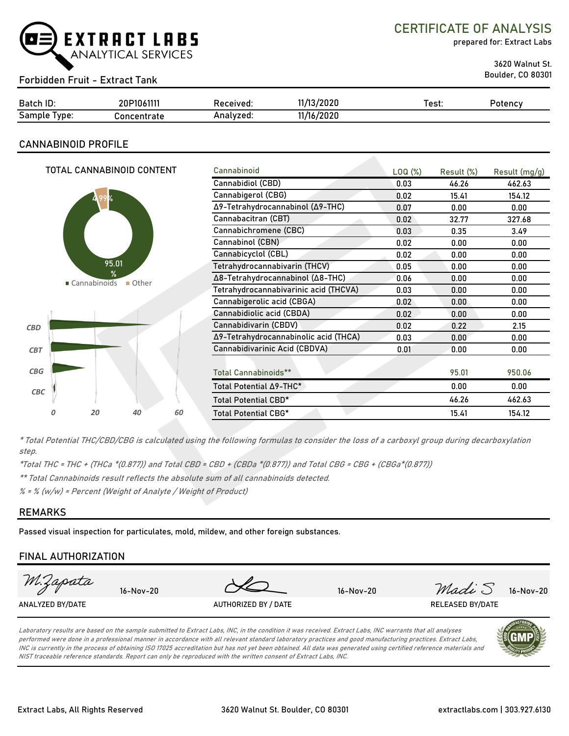# CERTIFICATE OF ANALYSIS

prepared for: Extract Labs

3620 Walnut St.
Boulder, CO 80301

EXTRACT LABS ANALYTICAL SERVICES

## Forbidden Fruit - Extract Tank

| Batch ID: | 20P1061111 | Received: | 11/13/2020 | Test: | Potency |
|---|---|---|---|---|---|
| Sample Type: | Concentrate | Analyzed: | 11/16/2020 | | |

## CANNABINOID PROFILE

TOTAL CANNABINOID CONTENT

4.99%
95.01 %
Cannabinoids | Other

| Cannabinoid | LOQ (%) | Result (%) | Result (mg/g) |
|---|---|---|---|
| Cannabidiol (CBD) | 0.03 | 46.26 | 462.63 |
| Cannabigerol (CBG) | 0.02 | 15.41 | 154.12 |
| Δ9-Tetrahydrocannabinol (Δ9-THC) | 0.07 | 0.00 | 0.00 |
| Cannabacitran (CBT) | 0.02 | 32.77 | 327.68 |
| Cannabichromene (CBC) | 0.03 | 0.35 | 3.49 |
| Cannabinol (CBN) | 0.02 | 0.00 | 0.00 |
| Cannabicyclol (CBL) | 0.02 | 0.00 | 0.00 |
| Tetrahydrocannabivarin (THCV) | 0.05 | 0.00 | 0.00 |
| Δ8-Tetrahydrocannabinol (Δ8-THC) | 0.06 | 0.00 | 0.00 |
| Tetrahydrocannabivarinic acid (THCVA) | 0.03 | 0.00 | 0.00 |
| Cannabigerolic acid (CBGA) | 0.02 | 0.00 | 0.00 |
| Cannabidiolic acid (CBDA) | 0.02 | 0.00 | 0.00 |
| Cannabidivarin (CBDV) | 0.02 | 0.22 | 2.15 |
| Δ9-Tetrahydrocannabinolic acid (THCA) | 0.03 | 0.00 | 0.00 |
| Cannabidivarinic Acid (CBDVA) | 0.01 | 0.00 | 0.00 |
| Total Cannabinoids** | | 95.01 | 950.06 |
| Total Potential Δ9-THC* | | 0.00 | 0.00 |
| Total Potential CBD* | | 46.26 | 462.63 |
| Total Potential CBG* | | 15.41 | 154.12 |

*\* Total Potential THC/CBD/CBG is calculated using the following formulas to consider the loss of a carboxyl group during decarboxylation step.*

*\*Total THC = THC + (THCa \*(0.877)) and Total CBD = CBD + (CBDa \*(0.877)) and Total CBG = CBG + (CBGa\*(0.877))*

*\*\* Total Cannabinoids result reflects the absolute sum of all cannabinoids detected.*

*% = % (w/w) = Percent (Weight of Analyte / Weight of Product)*

## REMARKS

Passed visual inspection for particulates, mold, mildew, and other foreign substances.

## FINAL AUTHORIZATION

| M.Zapata 16-Nov-20 | 16-Nov-20 | Madi S 16-Nov-20 |
|---|---|---|
| ANALYZED BY/DATE | AUTHORIZED BY / DATE | RELEASED BY/DATE |

*Laboratory results are based on the sample submitted to Extract Labs, INC, in the condition it was received. Extract Labs, INC warrants that all analyses performed were done in a professional manner in accordance with all relevant standard laboratory practices and good manufacturing practices. Extract Labs, INC is currently in the process of obtaining ISO 17025 accreditation but has not yet been obtained. All data was generated using certified reference materials and NIST traceable reference standards. Report can only be reproduced with the written consent of Extract Labs, INC.*

Extract Labs, All Rights Reserved | 3620 Walnut St. Boulder, CO 80301 | extractlabs.com | 303.927.6130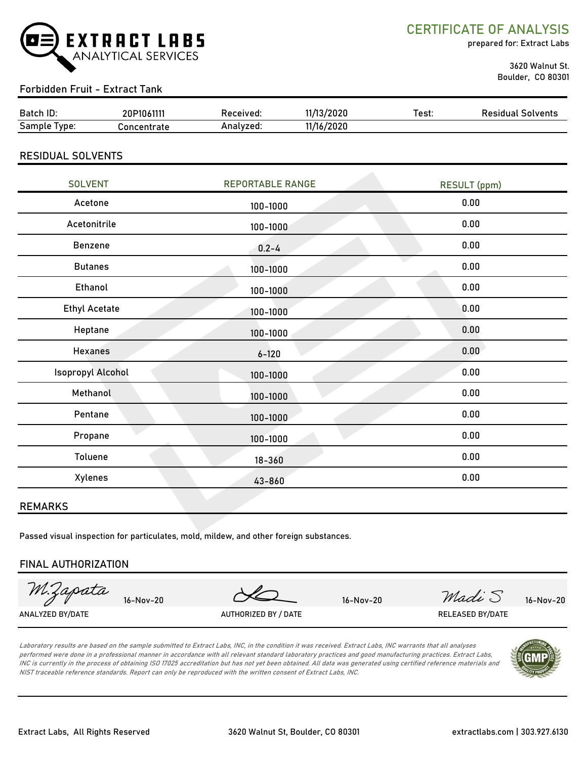# EXTRACT LABS
ANALYTICAL SERVICES

## CERTIFICATE OF ANALYSIS

prepared for: Extract Labs

3620 Walnut St.
Boulder, CO 80301

### Forbidden Fruit - Extract Tank

| Batch ID: | 20P1061111 | Received: | 11/13/2020 | Test: | Residual Solvents |
|---|---|---|---|---|---|
| Sample Type: | Concentrate | Analyzed: | 11/16/2020 | | |

## RESIDUAL SOLVENTS

| SOLVENT | REPORTABLE RANGE | RESULT (ppm) |
|---|---|---|
| Acetone | 100-1000 | 0.00 |
| Acetonitrile | 100-1000 | 0.00 |
| Benzene | 0.2-4 | 0.00 |
| Butanes | 100-1000 | 0.00 |
| Ethanol | 100-1000 | 0.00 |
| Ethyl Acetate | 100-1000 | 0.00 |
| Heptane | 100-1000 | 0.00 |
| Hexanes | 6-120 | 0.00 |
| Isopropyl Alcohol | 100-1000 | 0.00 |
| Methanol | 100-1000 | 0.00 |
| Pentane | 100-1000 | 0.00 |
| Propane | 100-1000 | 0.00 |
| Toluene | 18-360 | 0.00 |
| Xylenes | 43-860 | 0.00 |

## REMARKS

Passed visual inspection for particulates, mold, mildew, and other foreign substances.

## FINAL AUTHORIZATION

| M.Zapata 16-Nov-20 | (signature) 16-Nov-20 | Madi S 16-Nov-20 |
|---|---|---|
| ANALYZED BY/DATE | AUTHORIZED BY / DATE | RELEASED BY/DATE |

*Laboratory results are based on the sample submitted to Extract Labs, INC, in the condition it was received. Extract Labs, INC warrants that all analyses performed were done in a professional manner in accordance with all relevant standard laboratory practices and good manufacturing practices. Extract Labs, INC is currently in the process of obtaining ISO 17025 accreditation but has not yet been obtained. All data was generated using certified reference materials and NIST traceable reference standards. Report can only be reproduced with the written consent of Extract Labs, INC.*

Extract Labs, All Rights Reserved | 3620 Walnut St, Boulder, CO 80301 | extractlabs.com | 303.927.6130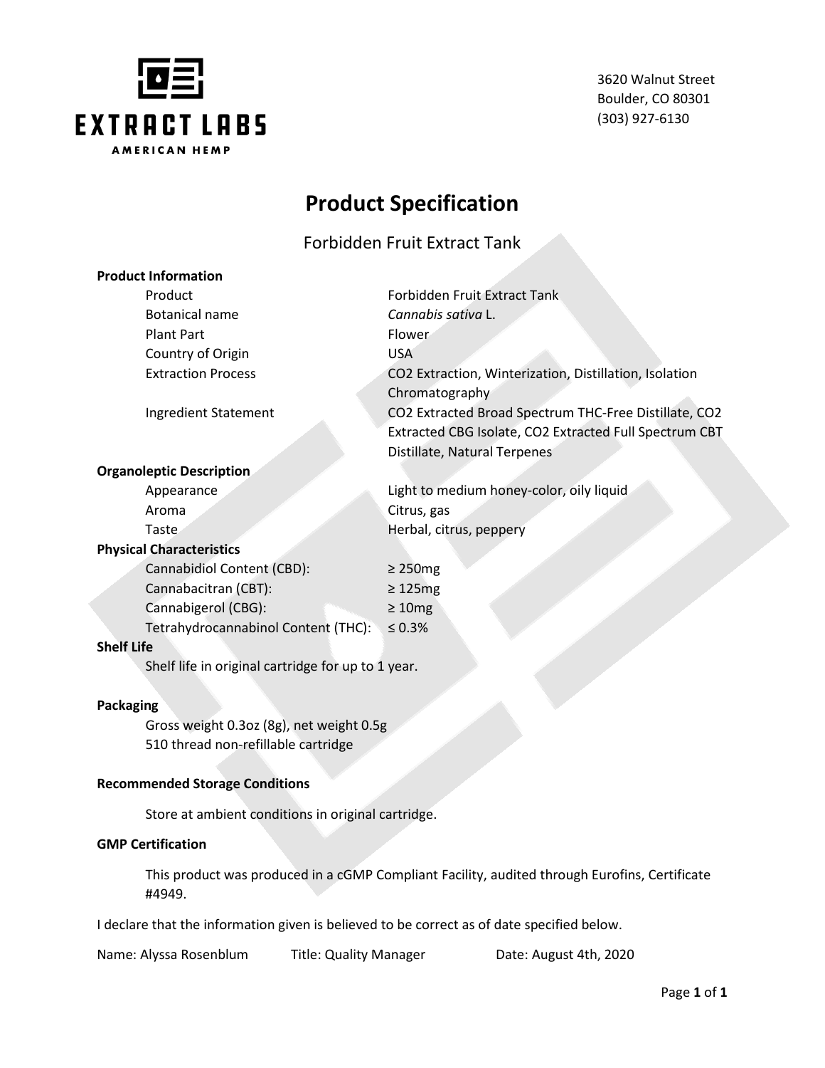EXTRACT LABS

AMERICAN HEMP

3620 Walnut Street
Boulder, CO 80301
(303) 927-6130

# Product Specification

## Forbidden Fruit Extract Tank

**Product Information**

| | |
|---|---|
| Product | Forbidden Fruit Extract Tank |
| Botanical name | *Cannabis sativa* L. |
| Plant Part | Flower |
| Country of Origin | USA |
| Extraction Process | $CO_2$ Extraction, Winterization, Distillation, Isolation Chromatography |
| Ingredient Statement | $CO_2$ Extracted Broad Spectrum THC-Free Distillate, $CO_2$ Extracted CBG Isolate, $CO_2$ Extracted Full Spectrum CBT Distillate, Natural Terpenes |

**Organoleptic Description**

| | |
|---|---|
| Appearance | Light to medium honey-color, oily liquid |
| Aroma | Citrus, gas |
| Taste | Herbal, citrus, peppery |

**Physical Characteristics**

| | |
|---|---|
| Cannabidiol Content (CBD): | ≥ 250mg |
| Cannabacitran (CBT): | ≥ 125mg |
| Cannabigerol (CBG): | ≥ 10mg |
| Tetrahydrocannabinol Content (THC): | ≤ 0.3% |

**Shelf Life**

Shelf life in original cartridge for up to 1 year.

**Packaging**

Gross weight 0.3oz (8g), net weight 0.5g
510 thread non-refillable cartridge

**Recommended Storage Conditions**

Store at ambient conditions in original cartridge.

**GMP Certification**

This product was produced in a cGMP Compliant Facility, audited through Eurofins, Certificate #4949.

I declare that the information given is believed to be correct as of date specified below.

Name: Alyssa Rosenblum    Title: Quality Manager    Date: August 4th, 2020